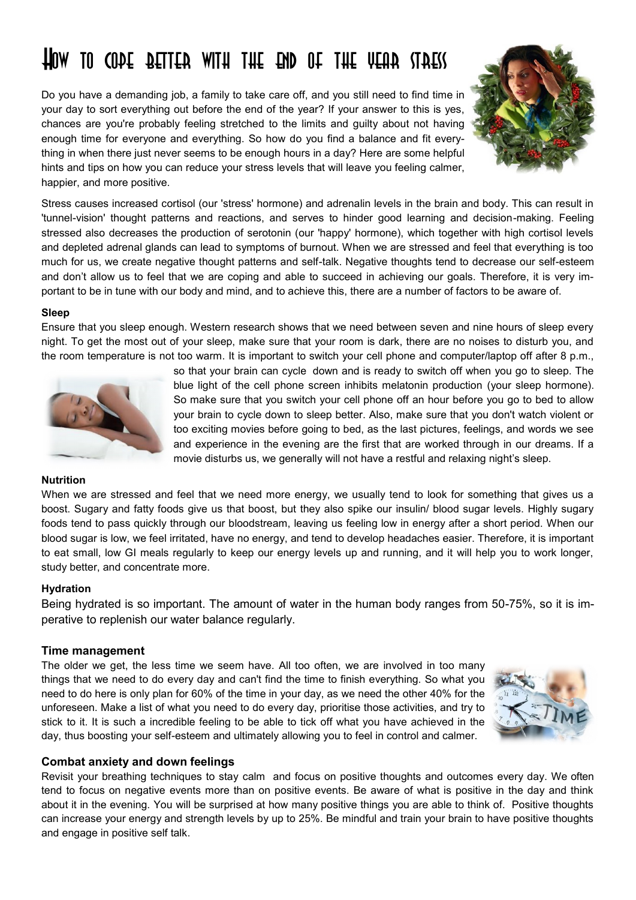# How to cope better with the end of the year stress

Do you have a demanding job, a family to take care off, and you still need to find time in your day to sort everything out before the end of the year? If your answer to this is yes, chances are you're probably feeling stretched to the limits and guilty about not having enough time for everyone and everything. So how do you find a balance and fit everything in when there just never seems to be enough hours in a day? Here are some helpful hints and tips on how you can reduce your stress levels that will leave you feeling calmer, happier, and more positive.

Stress causes increased cortisol (our 'stress' hormone) and adrenalin levels in the brain and body. This can result in 'tunnel-vision' thought patterns and reactions, and serves to hinder good learning and decision-making. Feeling stressed also decreases the production of serotonin (our 'happy' hormone), which together with high cortisol levels and depleted adrenal glands can lead to symptoms of burnout. When we are stressed and feel that everything is too much for us, we create negative thought patterns and self-talk. Negative thoughts tend to decrease our self-esteem and don't allow us to feel that we are coping and able to succeed in achieving our goals. Therefore, it is very important to be in tune with our body and mind, and to achieve this, there are a number of factors to be aware of.

**Sleep**

Ensure that you sleep enough. Western research shows that we need between seven and nine hours of sleep every night. To get the most out of your sleep, make sure that your room is dark, there are no noises to disturb you, and the room temperature is not too warm. It is important to switch your cell phone and computer/laptop off after 8 p.m., so that your brain can cycle down and is ready to switch off when you go to sleep. The blue light of the cell phone screen inhibits melatonin production (your sleep hormone). So make sure that you switch your cell phone off an hour before you go to bed to allow your brain to cycle down to sleep better. Also, make sure that you don't watch violent or too exciting movies before going to bed, as the last pictures, feelings, and words we see and experience in the evening are the first that are worked through in our dreams. If a movie disturbs us, we generally will not have a restful and relaxing night's sleep.

**Nutrition**

When we are stressed and feel that we need more energy, we usually tend to look for something that gives us a boost. Sugary and fatty foods give us that boost, but they also spike our insulin/ blood sugar levels. Highly sugary foods tend to pass quickly through our bloodstream, leaving us feeling low in energy after a short period. When our blood sugar is low, we feel irritated, have no energy, and tend to develop headaches easier. Therefore, it is important to eat small, low GI meals regularly to keep our energy levels up and running, and it will help you to work longer, study better, and concentrate more.

**Hydration**

Being hydrated is so important. The amount of water in the human body ranges from 50-75%, so it is imperative to replenish our water balance regularly.

### Time management

The older we get, the less time we seem have. All too often, we are involved in too many things that we need to do every day and can't find the time to finish everything. So what you need to do here is only plan for 60% of the time in your day, as we need the other 40% for the unforeseen. Make a list of what you need to do every day, prioritise those activities, and try to stick to it. It is such a incredible feeling to be able to tick off what you have achieved in the day, thus boosting your self-esteem and ultimately allowing you to feel in control and calmer.

### Combat anxiety and down feelings

Revisit your breathing techniques to stay calm and focus on positive thoughts and outcomes every day. We often tend to focus on negative events more than on positive events. Be aware of what is positive in the day and think about it in the evening. You will be surprised at how many positive things you are able to think of. Positive thoughts can increase your energy and strength levels by up to 25%. Be mindful and train your brain to have positive thoughts and engage in positive self talk.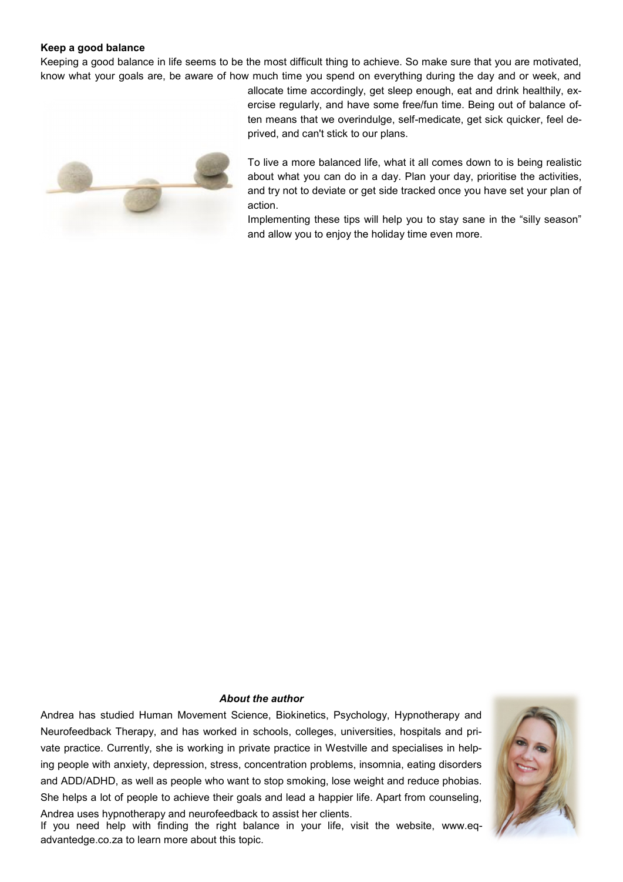**Keep a good balance**

Keeping a good balance in life seems to be the most difficult thing to achieve. So make sure that you are motivated, know what your goals are, be aware of how much time you spend on everything during the day and or week, and allocate time accordingly, get sleep enough, eat and drink healthily, exercise regularly, and have some free/fun time. Being out of balance often means that we overindulge, self-medicate, get sick quicker, feel deprived, and can't stick to our plans.

To live a more balanced life, what it all comes down to is being realistic about what you can do in a day. Plan your day, prioritise the activities, and try not to deviate or get side tracked once you have set your plan of action.

Implementing these tips will help you to stay sane in the "silly season" and allow you to enjoy the holiday time even more.

***About the author***

Andrea has studied Human Movement Science, Biokinetics, Psychology, Hypnotherapy and Neurofeedback Therapy, and has worked in schools, colleges, universities, hospitals and private practice. Currently, she is working in private practice in Westville and specialises in helping people with anxiety, depression, stress, concentration problems, insomnia, eating disorders and ADD/ADHD, as well as people who want to stop smoking, lose weight and reduce phobias. She helps a lot of people to achieve their goals and lead a happier life. Apart from counseling, Andrea uses hypnotherapy and neurofeedback to assist her clients.

If you need help with finding the right balance in your life, visit the website, www.eq-advantedge.co.za to learn more about this topic.